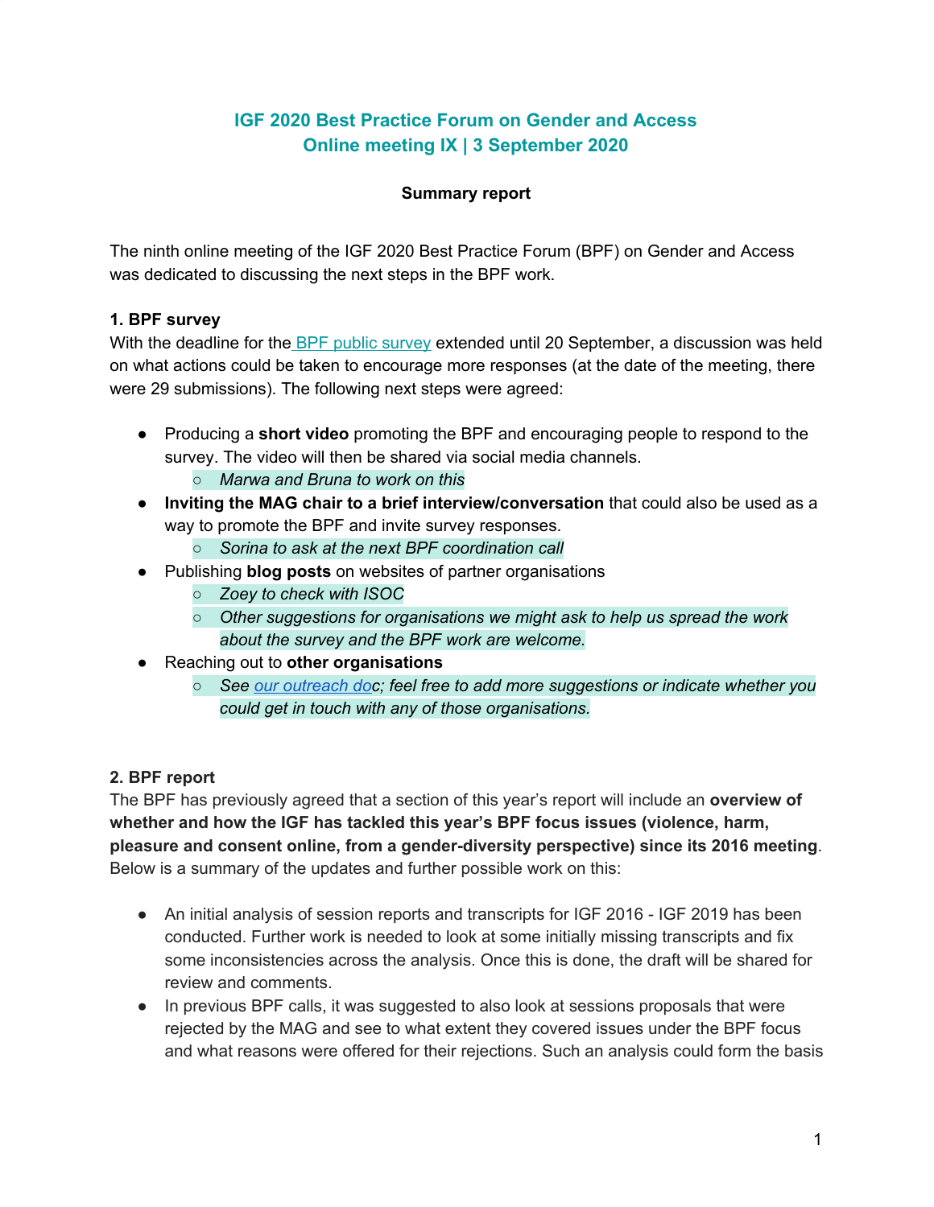# IGF 2020 Best Practice Forum on Gender and Access
## Online meeting IX | 3 September 2020

**Summary report**

The ninth online meeting of the IGF 2020 Best Practice Forum (BPF) on Gender and Access was dedicated to discussing the next steps in the BPF work.

### 1. BPF survey

With the deadline for the BPF public survey extended until 20 September, a discussion was held on what actions could be taken to encourage more responses (at the date of the meeting, there were 29 submissions). The following next steps were agreed:

- Producing a **short video** promoting the BPF and encouraging people to respond to the survey. The video will then be shared via social media channels.
  - *Marwa and Bruna to work on this*
- **Inviting the MAG chair to a brief interview/conversation** that could also be used as a way to promote the BPF and invite survey responses.
  - *Sorina to ask at the next BPF coordination call*
- Publishing **blog posts** on websites of partner organisations
  - *Zoey to check with ISOC*
  - *Other suggestions for organisations we might ask to help us spread the work about the survey and the BPF work are welcome.*
- Reaching out to **other organisations**
  - *See our outreach doc; feel free to add more suggestions or indicate whether you could get in touch with any of those organisations.*

### 2. BPF report

The BPF has previously agreed that a section of this year's report will include an **overview of whether and how the IGF has tackled this year's BPF focus issues (violence, harm, pleasure and consent online, from a gender-diversity perspective) since its 2016 meeting**. Below is a summary of the updates and further possible work on this:

- An initial analysis of session reports and transcripts for IGF 2016 - IGF 2019 has been conducted. Further work is needed to look at some initially missing transcripts and fix some inconsistencies across the analysis. Once this is done, the draft will be shared for review and comments.
- In previous BPF calls, it was suggested to also look at sessions proposals that were rejected by the MAG and see to what extent they covered issues under the BPF focus and what reasons were offered for their rejections. Such an analysis could form the basis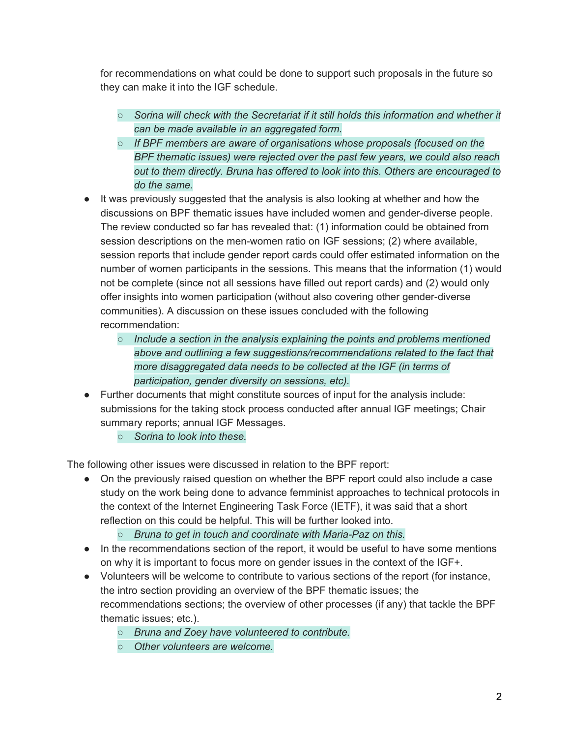for recommendations on what could be done to support such proposals in the future so they can make it into the IGF schedule.

  - *Sorina will check with the Secretariat if it still holds this information and whether it can be made available in an aggregated form.*
  - *If BPF members are aware of organisations whose proposals (focused on the BPF thematic issues) were rejected over the past few years, we could also reach out to them directly. Bruna has offered to look into this. Others are encouraged to do the same.*

- It was previously suggested that the analysis is also looking at whether and how the discussions on BPF thematic issues have included women and gender-diverse people. The review conducted so far has revealed that: (1) information could be obtained from session descriptions on the men-women ratio on IGF sessions; (2) where available, session reports that include gender report cards could offer estimated information on the number of women participants in the sessions. This means that the information (1) would not be complete (since not all sessions have filled out report cards) and (2) would only offer insights into women participation (without also covering other gender-diverse communities). A discussion on these issues concluded with the following recommendation:
  - *Include a section in the analysis explaining the points and problems mentioned above and outlining a few suggestions/recommendations related to the fact that more disaggregated data needs to be collected at the IGF (in terms of participation, gender diversity on sessions, etc).*
- Further documents that might constitute sources of input for the analysis include: submissions for the taking stock process conducted after annual IGF meetings; Chair summary reports; annual IGF Messages.
  - *Sorina to look into these.*

The following other issues were discussed in relation to the BPF report:

- On the previously raised question on whether the BPF report could also include a case study on the work being done to advance femminist approaches to technical protocols in the context of the Internet Engineering Task Force (IETF), it was said that a short reflection on this could be helpful. This will be further looked into.
  - *Bruna to get in touch and coordinate with Maria-Paz on this.*
- In the recommendations section of the report, it would be useful to have some mentions on why it is important to focus more on gender issues in the context of the IGF+.
- Volunteers will be welcome to contribute to various sections of the report (for instance, the intro section providing an overview of the BPF thematic issues; the recommendations sections; the overview of other processes (if any) that tackle the BPF thematic issues; etc.).
  - *Bruna and Zoey have volunteered to contribute.*
  - *Other volunteers are welcome.*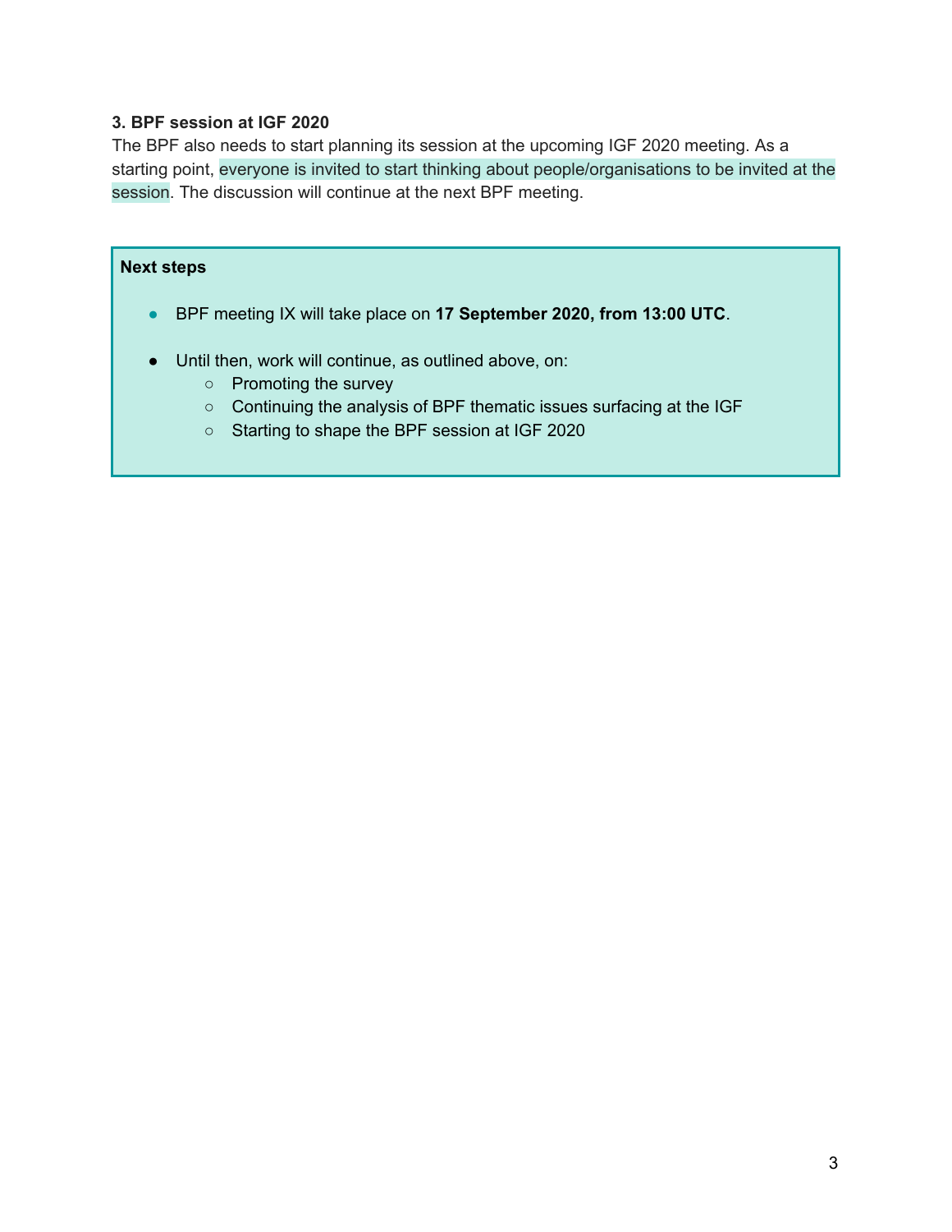### 3. BPF session at IGF 2020

The BPF also needs to start planning its session at the upcoming IGF 2020 meeting. As a starting point, everyone is invited to start thinking about people/organisations to be invited at the session. The discussion will continue at the next BPF meeting.

**Next steps**

- BPF meeting IX will take place on **17 September 2020, from 13:00 UTC**.
- Until then, work will continue, as outlined above, on:
  - Promoting the survey
  - Continuing the analysis of BPF thematic issues surfacing at the IGF
  - Starting to shape the BPF session at IGF 2020